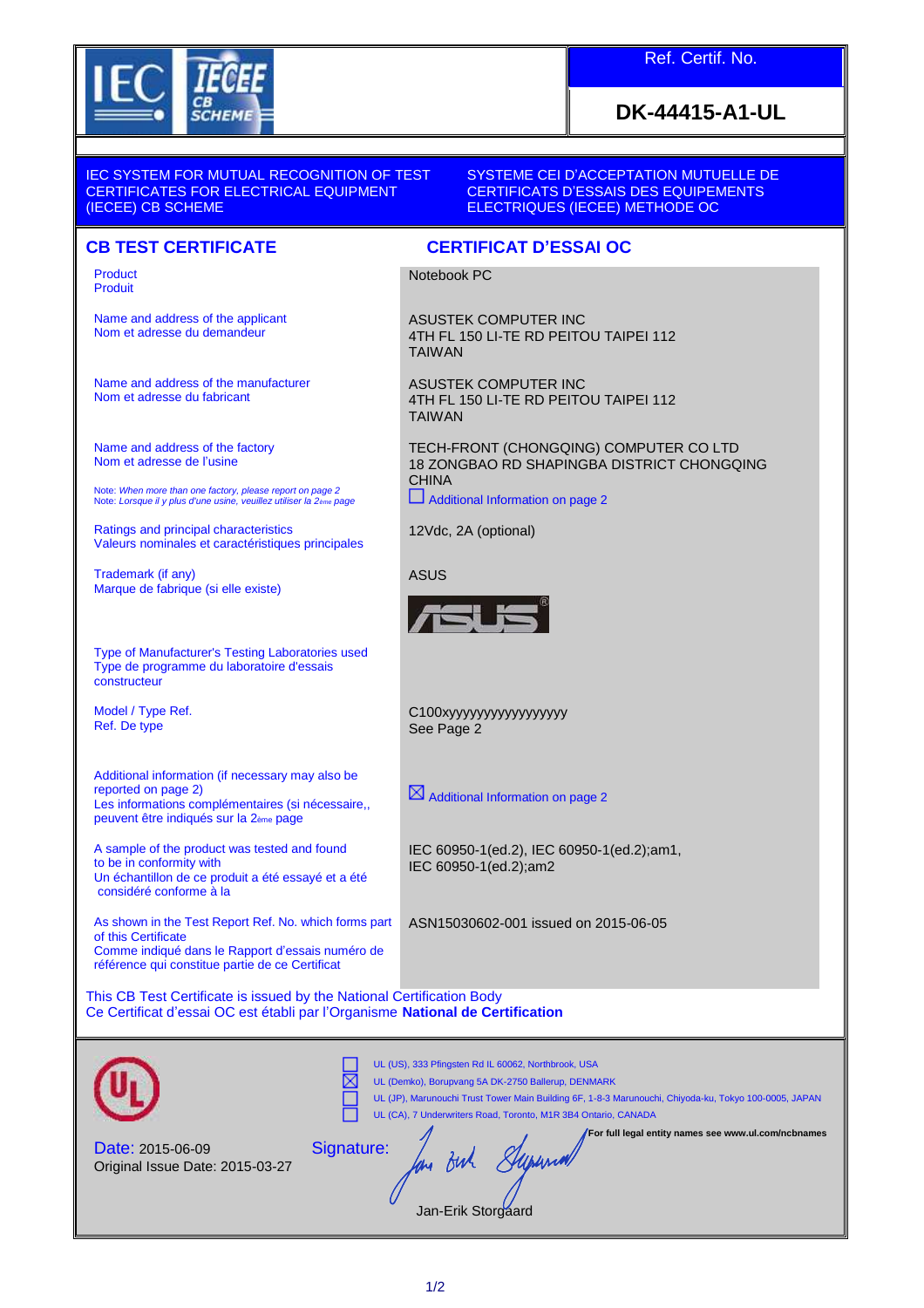| IEC IECEE CB SCHEME | Ref. Certif. No. |
| --- | --- |
| | **DK-44415-A1-UL** |

IEC SYSTEM FOR MUTUAL RECOGNITION OF TEST CERTIFICATES FOR ELECTRICAL EQUIPMENT (IECEE) CB SCHEME

SYSTEME CEI D'ACCEPTATION MUTUELLE DE CERTIFICATS D'ESSAIS DES EQUIPEMENTS ELECTRIQUES (IECEE) METHODE OC

## CB TEST CERTIFICATE

## CERTIFICAT D'ESSAI OC

| | |
| --- | --- |
| Product<br>Produit | Notebook PC |
| Name and address of the applicant<br>Nom et adresse du demandeur | ASUSTEK COMPUTER INC<br>4TH FL 150 LI-TE RD PEITOU TAIPEI 112<br>TAIWAN |
| Name and address of the manufacturer<br>Nom et adresse du fabricant | ASUSTEK COMPUTER INC<br>4TH FL 150 LI-TE RD PEITOU TAIPEI 112<br>TAIWAN |
| Name and address of the factory<br>Nom et adresse de l'usine<br><br>Note: *When more than one factory, please report on page 2*<br>Note: *Lorsque il y plus d'une usine, veuillez utiliser la 2ème page* | TECH-FRONT (CHONGQING) COMPUTER CO LTD<br>18 ZONGBAO RD SHAPINGBA DISTRICT CHONGQING<br>CHINA<br>☐ Additional Information on page 2 |
| Ratings and principal characteristics<br>Valeurs nominales et caractéristiques principales | 12Vdc, 2A (optional) |
| Trademark (if any)<br>Marque de fabrique (si elle existe) | ASUS<br>ASUS® |
| Type of Manufacturer's Testing Laboratories used<br>Type de programme du laboratoire d'essais constructeur | |
| Model / Type Ref.<br>Ref. De type | C100xyyyyyyyyyyyyyyyy<br>See Page 2 |
| Additional information (if necessary may also be reported on page 2)<br>Les informations complémentaires (si nécessaire,, peuvent être indiqués sur la 2ème page | ☒ Additional Information on page 2 |
| A sample of the product was tested and found to be in conformity with<br>Un échantillon de ce produit a été essayé et a été considéré conforme à la | IEC 60950-1(ed.2), IEC 60950-1(ed.2);am1, IEC 60950-1(ed.2);am2 |
| As shown in the Test Report Ref. No. which forms part of this Certificate<br>Comme indiqué dans le Rapport d'essais numéro de référence qui constitue partie de ce Certificat | ASN15030602-001 issued on 2015-06-05 |

This CB Test Certificate is issued by the National Certification Body
Ce Certificat d'essai OC est établi par l'Organisme **National de Certification**

UL

- ☐ UL (US), 333 Pfingsten Rd IL 60062, Northbrook, USA
- ☒ UL (Demko), Borupvang 5A DK-2750 Ballerup, DENMARK
- ☐ UL (JP), Marunouchi Trust Tower Main Building 6F, 1-8-3 Marunouchi, Chiyoda-ku, Tokyo 100-0005, JAPAN
- ☐ UL (CA), 7 Underwriters Road, Toronto, M1R 3B4 Ontario, CANADA

**For full legal entity names see www.ul.com/ncbnames**

Date: 2015-06-09
Original Issue Date: 2015-03-27

Signature:

Jan-Erik Storgaard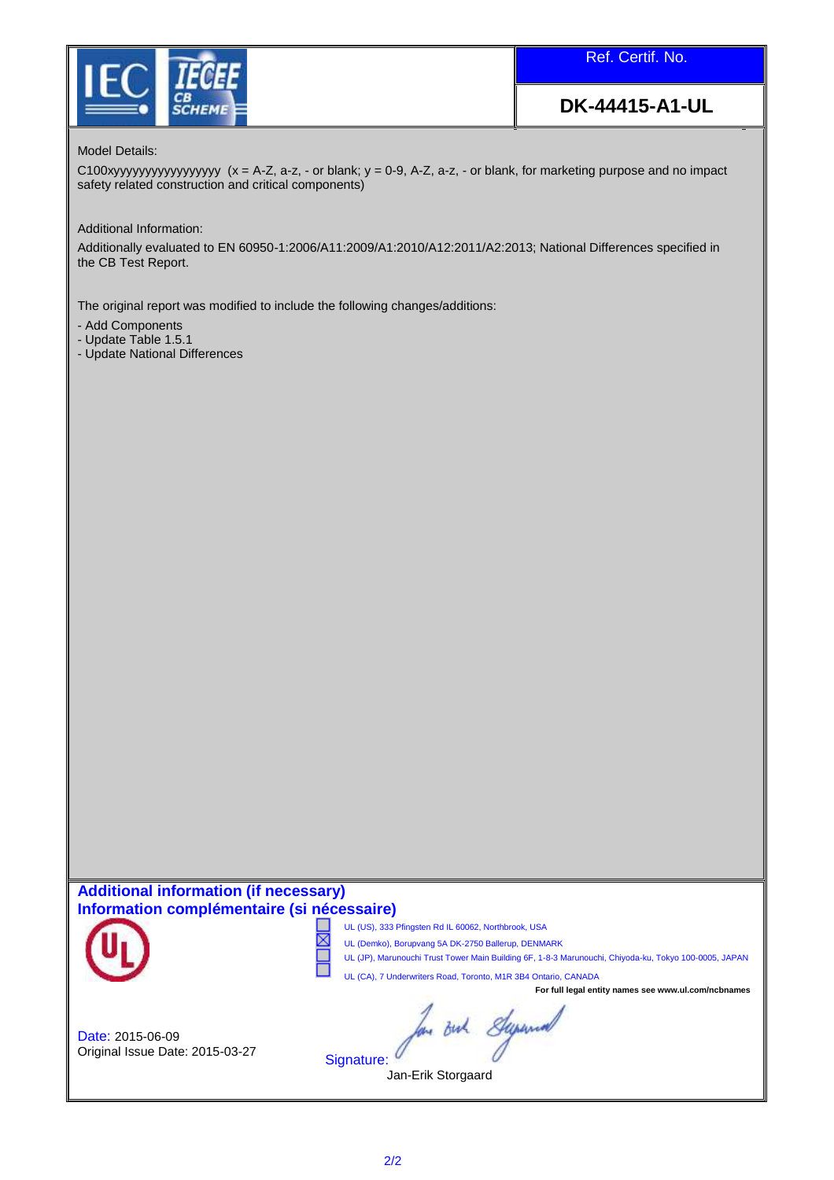Ref. Certif. No.

**DK-44415-A1-UL**

Model Details:

C100xyyyyyyyyyyyyyyyyy (x = A-Z, a-z, - or blank; y = 0-9, A-Z, a-z, - or blank, for marketing purpose and no impact safety related construction and critical components)

Additional Information:

Additionally evaluated to EN 60950-1:2006/A11:2009/A1:2010/A12:2011/A2:2013; National Differences specified in the CB Test Report.

The original report was modified to include the following changes/additions:

- Add Components
- Update Table 1.5.1
- Update National Differences

**Additional information (if necessary)**
**Information complémentaire (si nécessaire)**

- ☐ UL (US), 333 Pfingsten Rd IL 60062, Northbrook, USA
- ☒ UL (Demko), Borupvang 5A DK-2750 Ballerup, DENMARK
- ☐ UL (JP), Marunouchi Trust Tower Main Building 6F, 1-8-3 Marunouchi, Chiyoda-ku, Tokyo 100-0005, JAPAN
- ☐ UL (CA), 7 Underwriters Road, Toronto, M1R 3B4 Ontario, CANADA

**For full legal entity names see www.ul.com/ncbnames**

Date: 2015-06-09
Original Issue Date: 2015-03-27

Signature:
Jan-Erik Storgaard